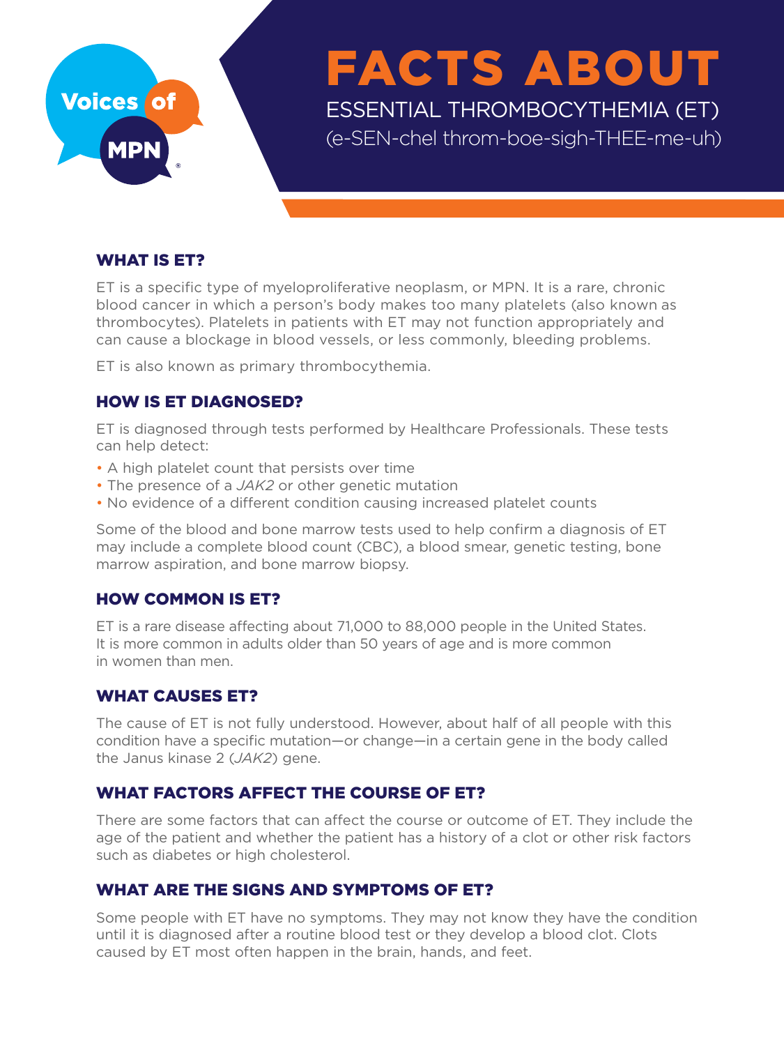Voices of MPN®

# FACTS ABOUT

## ESSENTIAL THROMBOCYTHEMIA (ET)

(e-SEN-chel throm-boe-sigh-THEE-me-uh)

### WHAT IS ET?

ET is a specific type of myeloproliferative neoplasm, or MPN. It is a rare, chronic blood cancer in which a person's body makes too many platelets (also known as thrombocytes). Platelets in patients with ET may not function appropriately and can cause a blockage in blood vessels, or less commonly, bleeding problems.

ET is also known as primary thrombocythemia.

### HOW IS ET DIAGNOSED?

ET is diagnosed through tests performed by Healthcare Professionals. These tests can help detect:

- A high platelet count that persists over time
- The presence of a *JAK2* or other genetic mutation
- No evidence of a different condition causing increased platelet counts

Some of the blood and bone marrow tests used to help confirm a diagnosis of ET may include a complete blood count (CBC), a blood smear, genetic testing, bone marrow aspiration, and bone marrow biopsy.

### HOW COMMON IS ET?

ET is a rare disease affecting about 71,000 to 88,000 people in the United States. It is more common in adults older than 50 years of age and is more common in women than men.

### WHAT CAUSES ET?

The cause of ET is not fully understood. However, about half of all people with this condition have a specific mutation—or change—in a certain gene in the body called the Janus kinase 2 (*JAK2*) gene.

### WHAT FACTORS AFFECT THE COURSE OF ET?

There are some factors that can affect the course or outcome of ET. They include the age of the patient and whether the patient has a history of a clot or other risk factors such as diabetes or high cholesterol.

### WHAT ARE THE SIGNS AND SYMPTOMS OF ET?

Some people with ET have no symptoms. They may not know they have the condition until it is diagnosed after a routine blood test or they develop a blood clot. Clots caused by ET most often happen in the brain, hands, and feet.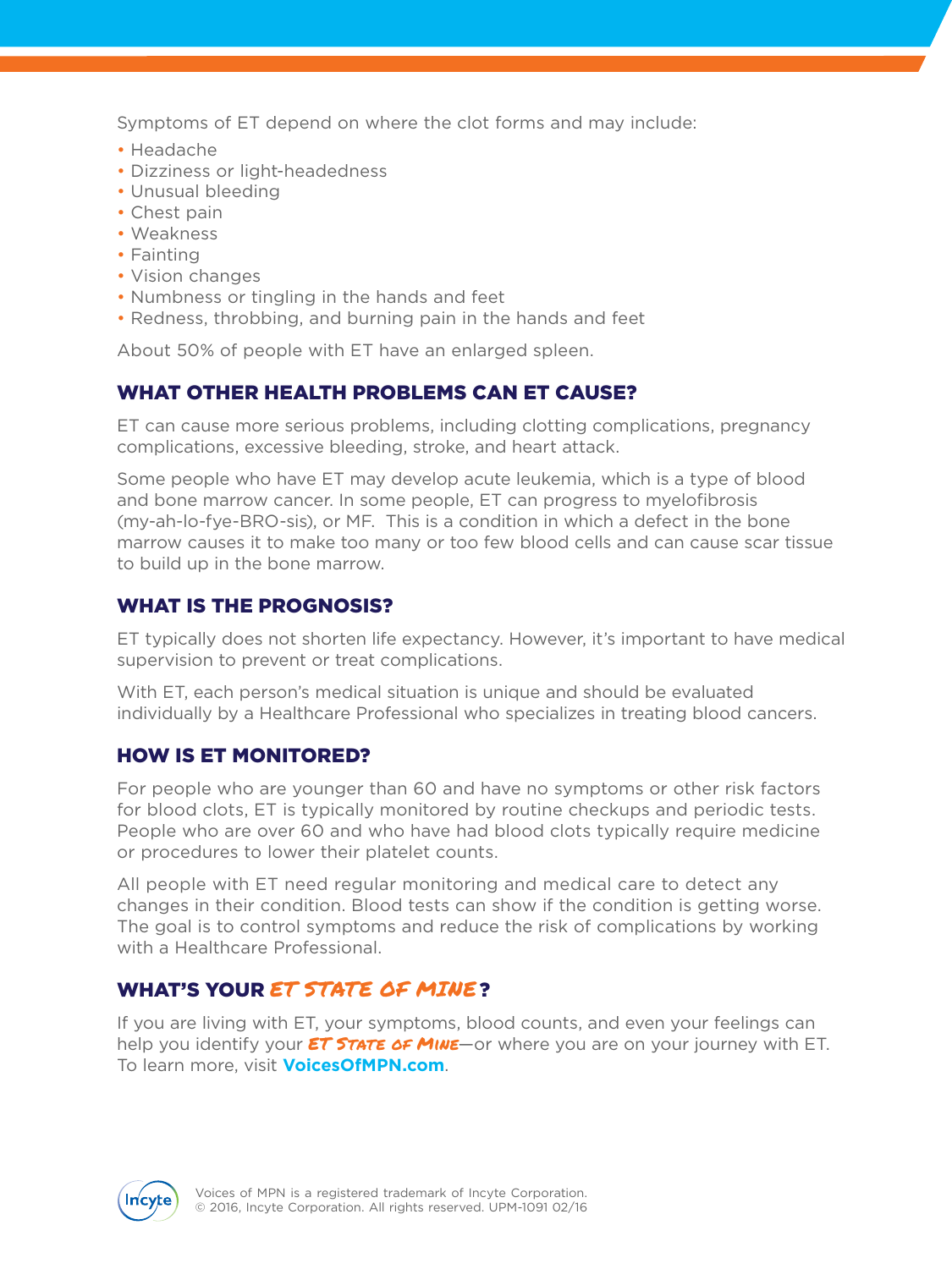Symptoms of ET depend on where the clot forms and may include:

- Headache
- Dizziness or light-headedness
- Unusual bleeding
- Chest pain
- Weakness
- Fainting
- Vision changes
- Numbness or tingling in the hands and feet
- Redness, throbbing, and burning pain in the hands and feet

About 50% of people with ET have an enlarged spleen.

## WHAT OTHER HEALTH PROBLEMS CAN ET CAUSE?

ET can cause more serious problems, including clotting complications, pregnancy complications, excessive bleeding, stroke, and heart attack.

Some people who have ET may develop acute leukemia, which is a type of blood and bone marrow cancer. In some people, ET can progress to myelofibrosis (my-ah-lo-fye-BRO-sis), or MF. This is a condition in which a defect in the bone marrow causes it to make too many or too few blood cells and can cause scar tissue to build up in the bone marrow.

## WHAT IS THE PROGNOSIS?

ET typically does not shorten life expectancy. However, it's important to have medical supervision to prevent or treat complications.

With ET, each person's medical situation is unique and should be evaluated individually by a Healthcare Professional who specializes in treating blood cancers.

## HOW IS ET MONITORED?

For people who are younger than 60 and have no symptoms or other risk factors for blood clots, ET is typically monitored by routine checkups and periodic tests. People who are over 60 and who have had blood clots typically require medicine or procedures to lower their platelet counts.

All people with ET need regular monitoring and medical care to detect any changes in their condition. Blood tests can show if the condition is getting worse. The goal is to control symptoms and reduce the risk of complications by working with a Healthcare Professional.

## WHAT'S YOUR *ET STATE OF MINE*?

If you are living with ET, your symptoms, blood counts, and even your feelings can help you identify your ***ET State of Mine***—or where you are on your journey with ET. To learn more, visit **VoicesOfMPN.com**.

Voices of MPN is a registered trademark of Incyte Corporation.
© 2016, Incyte Corporation. All rights reserved. UPM-1091 02/16